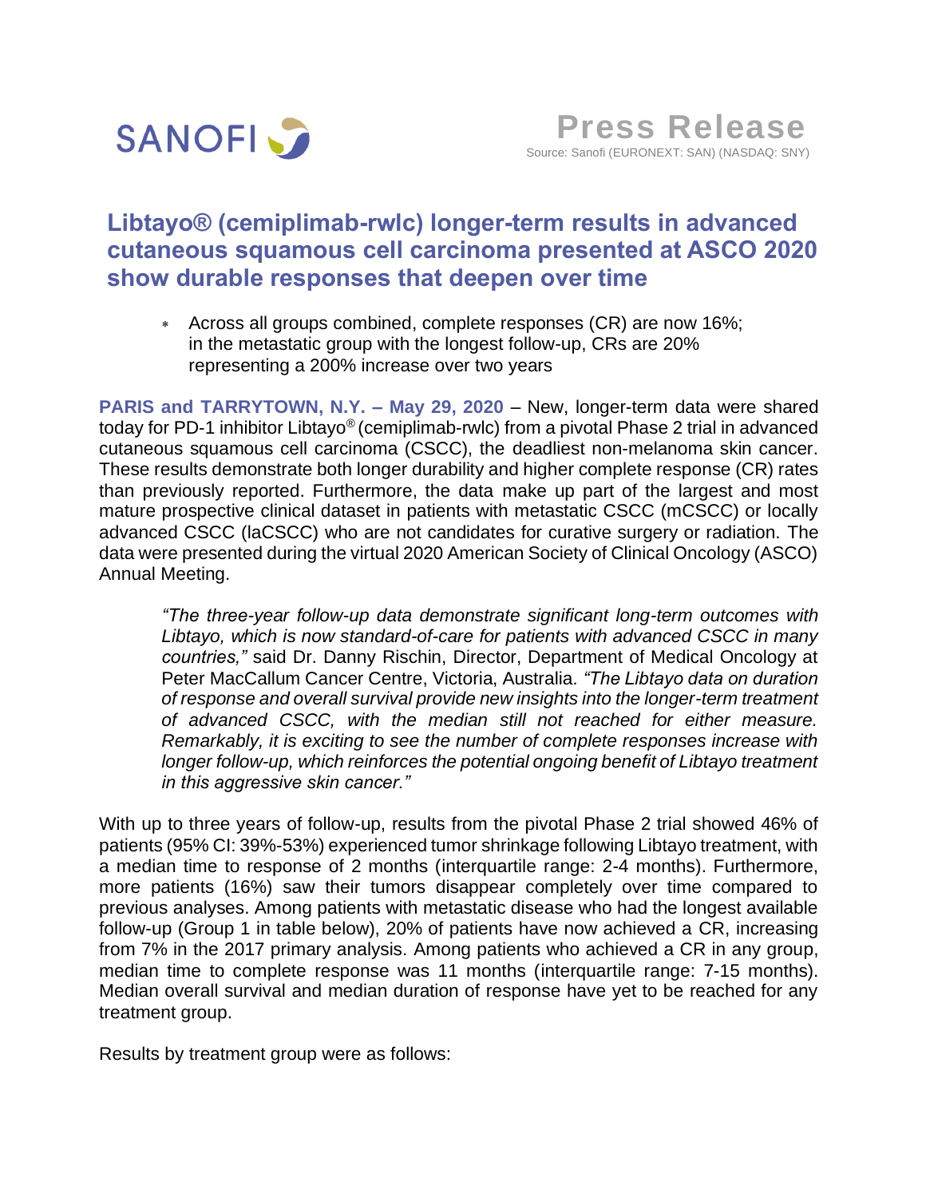SANOFI

**Press Release**

Source: Sanofi (EURONEXT: SAN) (NASDAQ: SNY)

# Libtayo® (cemiplimab-rwlc) longer-term results in advanced cutaneous squamous cell carcinoma presented at ASCO 2020 show durable responses that deepen over time

* Across all groups combined, complete responses (CR) are now 16%; in the metastatic group with the longest follow-up, CRs are 20% representing a 200% increase over two years

**PARIS and TARRYTOWN, N.Y. – May 29, 2020** – New, longer-term data were shared today for PD-1 inhibitor Libtayo® (cemiplimab-rwlc) from a pivotal Phase 2 trial in advanced cutaneous squamous cell carcinoma (CSCC), the deadliest non-melanoma skin cancer. These results demonstrate both longer durability and higher complete response (CR) rates than previously reported. Furthermore, the data make up part of the largest and most mature prospective clinical dataset in patients with metastatic CSCC (mCSCC) or locally advanced CSCC (laCSCC) who are not candidates for curative surgery or radiation. The data were presented during the virtual 2020 American Society of Clinical Oncology (ASCO) Annual Meeting.

> *"The three-year follow-up data demonstrate significant long-term outcomes with Libtayo, which is now standard-of-care for patients with advanced CSCC in many countries,"* said Dr. Danny Rischin, Director, Department of Medical Oncology at Peter MacCallum Cancer Centre, Victoria, Australia. *"The Libtayo data on duration of response and overall survival provide new insights into the longer-term treatment of advanced CSCC, with the median still not reached for either measure. Remarkably, it is exciting to see the number of complete responses increase with longer follow-up, which reinforces the potential ongoing benefit of Libtayo treatment in this aggressive skin cancer."*

With up to three years of follow-up, results from the pivotal Phase 2 trial showed 46% of patients (95% CI: 39%-53%) experienced tumor shrinkage following Libtayo treatment, with a median time to response of 2 months (interquartile range: 2-4 months). Furthermore, more patients (16%) saw their tumors disappear completely over time compared to previous analyses. Among patients with metastatic disease who had the longest available follow-up (Group 1 in table below), 20% of patients have now achieved a CR, increasing from 7% in the 2017 primary analysis. Among patients who achieved a CR in any group, median time to complete response was 11 months (interquartile range: 7-15 months). Median overall survival and median duration of response have yet to be reached for any treatment group.

Results by treatment group were as follows: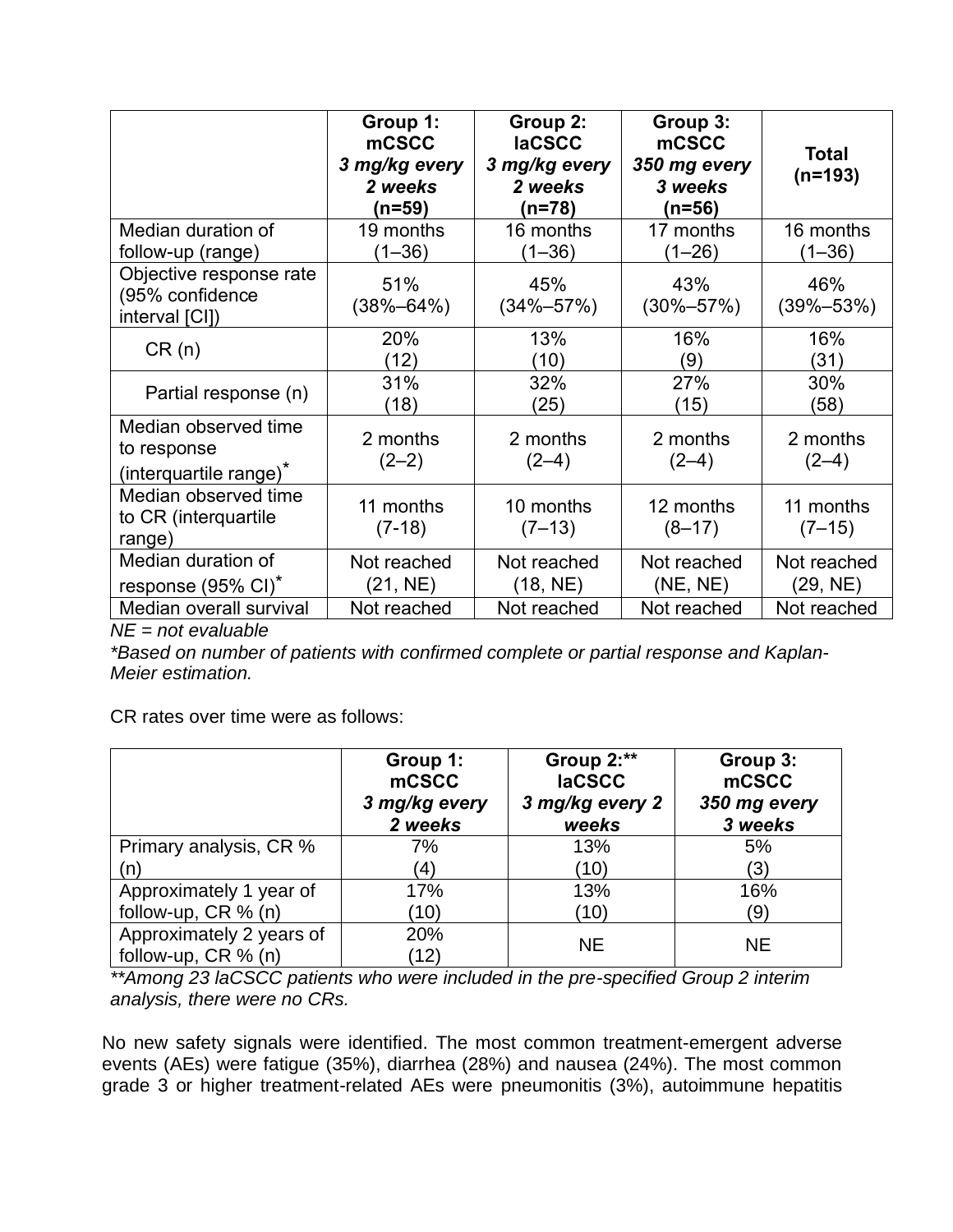| | **Group 1: mCSCC** ***3 mg/kg every 2 weeks*** **(n=59)** | **Group 2: laCSCC** ***3 mg/kg every 2 weeks*** **(n=78)** | **Group 3: mCSCC** ***350 mg every 3 weeks*** **(n=56)** | **Total (n=193)** |
|---|---|---|---|---|
| Median duration of follow-up (range) | 19 months (1–36) | 16 months (1–36) | 17 months (1–26) | 16 months (1–36) |
| Objective response rate (95% confidence interval [CI]) | 51% (38%–64%) | 45% (34%–57%) | 43% (30%–57%) | 46% (39%–53%) |
| CR (n) | 20% (12) | 13% (10) | 16% (9) | 16% (31) |
| Partial response (n) | 31% (18) | 32% (25) | 27% (15) | 30% (58) |
| Median observed time to response (interquartile range)* | 2 months (2–2) | 2 months (2–4) | 2 months (2–4) | 2 months (2–4) |
| Median observed time to CR (interquartile range) | 11 months (7-18) | 10 months (7–13) | 12 months (8–17) | 11 months (7–15) |
| Median duration of response (95% CI)* | Not reached (21, NE) | Not reached (18, NE) | Not reached (NE, NE) | Not reached (29, NE) |
| Median overall survival | Not reached | Not reached | Not reached | Not reached |

*NE = not evaluable*

*\*Based on number of patients with confirmed complete or partial response and Kaplan-Meier estimation.*

CR rates over time were as follows:

| | **Group 1: mCSCC** ***3 mg/kg every 2 weeks*** | **Group 2:\*\* laCSCC** ***3 mg/kg every 2 weeks*** | **Group 3: mCSCC** ***350 mg every 3 weeks*** |
|---|---|---|---|
| Primary analysis, CR % (n) | 7% (4) | 13% (10) | 5% (3) |
| Approximately 1 year of follow-up, CR % (n) | 17% (10) | 13% (10) | 16% (9) |
| Approximately 2 years of follow-up, CR % (n) | 20% (12) | NE | NE |

*\*\*Among 23 laCSCC patients who were included in the pre-specified Group 2 interim analysis, there were no CRs.*

No new safety signals were identified. The most common treatment-emergent adverse events (AEs) were fatigue (35%), diarrhea (28%) and nausea (24%). The most common grade 3 or higher treatment-related AEs were pneumonitis (3%), autoimmune hepatitis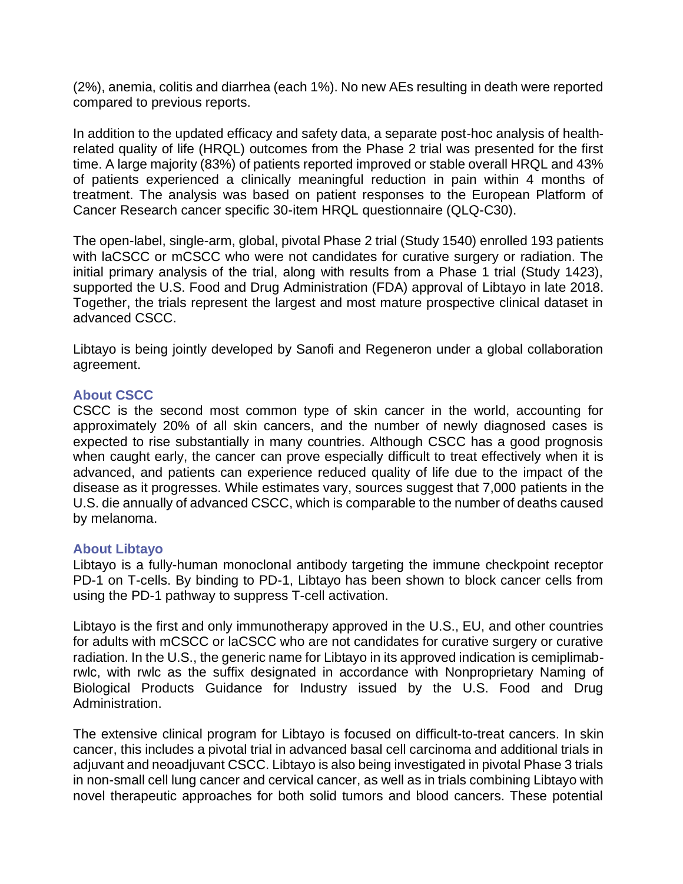(2%), anemia, colitis and diarrhea (each 1%). No new AEs resulting in death were reported compared to previous reports.

In addition to the updated efficacy and safety data, a separate post-hoc analysis of health-related quality of life (HRQL) outcomes from the Phase 2 trial was presented for the first time. A large majority (83%) of patients reported improved or stable overall HRQL and 43% of patients experienced a clinically meaningful reduction in pain within 4 months of treatment. The analysis was based on patient responses to the European Platform of Cancer Research cancer specific 30-item HRQL questionnaire (QLQ-C30).

The open-label, single-arm, global, pivotal Phase 2 trial (Study 1540) enrolled 193 patients with laCSCC or mCSCC who were not candidates for curative surgery or radiation. The initial primary analysis of the trial, along with results from a Phase 1 trial (Study 1423), supported the U.S. Food and Drug Administration (FDA) approval of Libtayo in late 2018. Together, the trials represent the largest and most mature prospective clinical dataset in advanced CSCC.

Libtayo is being jointly developed by Sanofi and Regeneron under a global collaboration agreement.

## About CSCC

CSCC is the second most common type of skin cancer in the world, accounting for approximately 20% of all skin cancers, and the number of newly diagnosed cases is expected to rise substantially in many countries. Although CSCC has a good prognosis when caught early, the cancer can prove especially difficult to treat effectively when it is advanced, and patients can experience reduced quality of life due to the impact of the disease as it progresses. While estimates vary, sources suggest that 7,000 patients in the U.S. die annually of advanced CSCC, which is comparable to the number of deaths caused by melanoma.

## About Libtayo

Libtayo is a fully-human monoclonal antibody targeting the immune checkpoint receptor PD-1 on T-cells. By binding to PD-1, Libtayo has been shown to block cancer cells from using the PD-1 pathway to suppress T-cell activation.

Libtayo is the first and only immunotherapy approved in the U.S., EU, and other countries for adults with mCSCC or laCSCC who are not candidates for curative surgery or curative radiation. In the U.S., the generic name for Libtayo in its approved indication is cemiplimab-rwlc, with rwlc as the suffix designated in accordance with Nonproprietary Naming of Biological Products Guidance for Industry issued by the U.S. Food and Drug Administration.

The extensive clinical program for Libtayo is focused on difficult-to-treat cancers. In skin cancer, this includes a pivotal trial in advanced basal cell carcinoma and additional trials in adjuvant and neoadjuvant CSCC. Libtayo is also being investigated in pivotal Phase 3 trials in non-small cell lung cancer and cervical cancer, as well as in trials combining Libtayo with novel therapeutic approaches for both solid tumors and blood cancers. These potential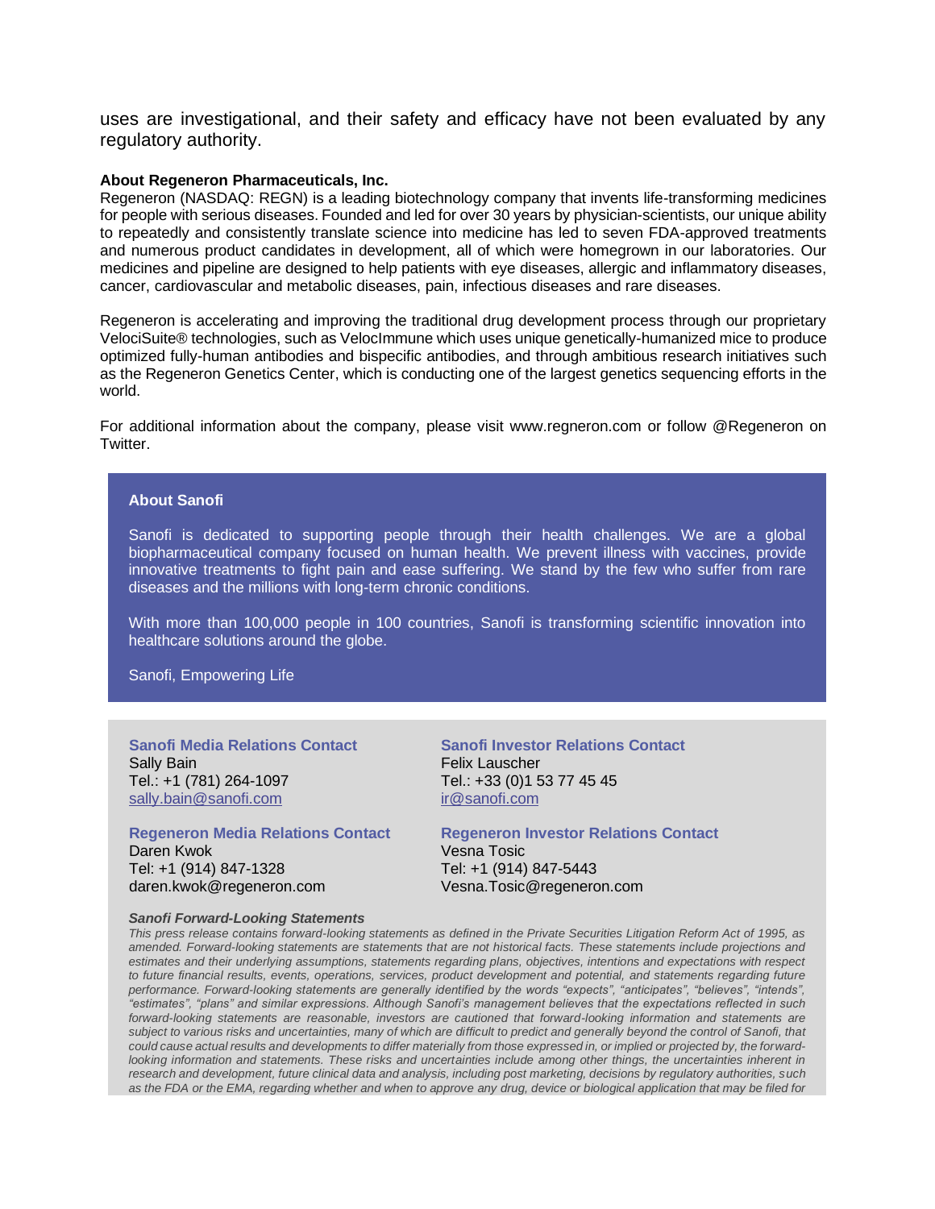uses are investigational, and their safety and efficacy have not been evaluated by any regulatory authority.

**About Regeneron Pharmaceuticals, Inc.**

Regeneron (NASDAQ: REGN) is a leading biotechnology company that invents life-transforming medicines for people with serious diseases. Founded and led for over 30 years by physician-scientists, our unique ability to repeatedly and consistently translate science into medicine has led to seven FDA-approved treatments and numerous product candidates in development, all of which were homegrown in our laboratories. Our medicines and pipeline are designed to help patients with eye diseases, allergic and inflammatory diseases, cancer, cardiovascular and metabolic diseases, pain, infectious diseases and rare diseases.

Regeneron is accelerating and improving the traditional drug development process through our proprietary VelociSuite® technologies, such as VelocImmune which uses unique genetically-humanized mice to produce optimized fully-human antibodies and bispecific antibodies, and through ambitious research initiatives such as the Regeneron Genetics Center, which is conducting one of the largest genetics sequencing efforts in the world.

For additional information about the company, please visit www.regneron.com or follow @Regeneron on Twitter.

**About Sanofi**

Sanofi is dedicated to supporting people through their health challenges. We are a global biopharmaceutical company focused on human health. We prevent illness with vaccines, provide innovative treatments to fight pain and ease suffering. We stand by the few who suffer from rare diseases and the millions with long-term chronic conditions.

With more than 100,000 people in 100 countries, Sanofi is transforming scientific innovation into healthcare solutions around the globe.

Sanofi, Empowering Life

**Sanofi Media Relations Contact**
Sally Bain
Tel.: +1 (781) 264-1097
sally.bain@sanofi.com

**Sanofi Investor Relations Contact**
Felix Lauscher
Tel.: +33 (0)1 53 77 45 45
ir@sanofi.com

**Regeneron Media Relations Contact**
Daren Kwok
Tel: +1 (914) 847-1328
daren.kwok@regeneron.com

**Regeneron Investor Relations Contact**
Vesna Tosic
Tel: +1 (914) 847-5443
Vesna.Tosic@regeneron.com

***Sanofi Forward-Looking Statements***

*This press release contains forward-looking statements as defined in the Private Securities Litigation Reform Act of 1995, as amended. Forward-looking statements are statements that are not historical facts. These statements include projections and estimates and their underlying assumptions, statements regarding plans, objectives, intentions and expectations with respect to future financial results, events, operations, services, product development and potential, and statements regarding future performance. Forward-looking statements are generally identified by the words "expects", "anticipates", "believes", "intends", "estimates", "plans" and similar expressions. Although Sanofi's management believes that the expectations reflected in such forward-looking statements are reasonable, investors are cautioned that forward-looking information and statements are subject to various risks and uncertainties, many of which are difficult to predict and generally beyond the control of Sanofi, that could cause actual results and developments to differ materially from those expressed in, or implied or projected by, the forward-looking information and statements. These risks and uncertainties include among other things, the uncertainties inherent in research and development, future clinical data and analysis, including post marketing, decisions by regulatory authorities, such as the FDA or the EMA, regarding whether and when to approve any drug, device or biological application that may be filed for*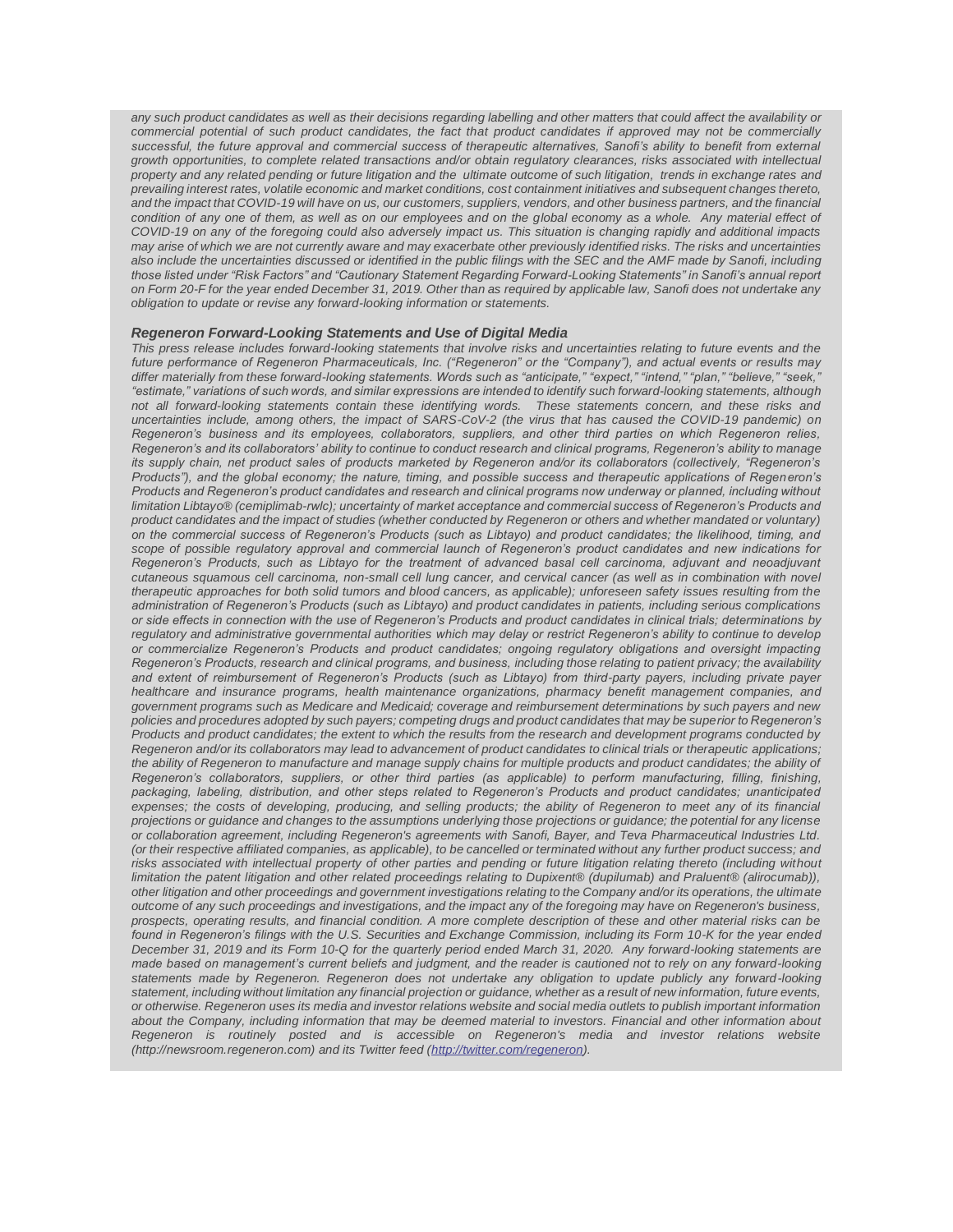*any such product candidates as well as their decisions regarding labelling and other matters that could affect the availability or commercial potential of such product candidates, the fact that product candidates if approved may not be commercially successful, the future approval and commercial success of therapeutic alternatives, Sanofi's ability to benefit from external growth opportunities, to complete related transactions and/or obtain regulatory clearances, risks associated with intellectual property and any related pending or future litigation and the ultimate outcome of such litigation, trends in exchange rates and prevailing interest rates, volatile economic and market conditions, cost containment initiatives and subsequent changes thereto, and the impact that COVID-19 will have on us, our customers, suppliers, vendors, and other business partners, and the financial condition of any one of them, as well as on our employees and on the global economy as a whole. Any material effect of COVID-19 on any of the foregoing could also adversely impact us. This situation is changing rapidly and additional impacts may arise of which we are not currently aware and may exacerbate other previously identified risks. The risks and uncertainties also include the uncertainties discussed or identified in the public filings with the SEC and the AMF made by Sanofi, including those listed under "Risk Factors" and "Cautionary Statement Regarding Forward-Looking Statements" in Sanofi's annual report on Form 20-F for the year ended December 31, 2019. Other than as required by applicable law, Sanofi does not undertake any obligation to update or revise any forward-looking information or statements.*

***Regeneron Forward-Looking Statements and Use of Digital Media***

*This press release includes forward-looking statements that involve risks and uncertainties relating to future events and the future performance of Regeneron Pharmaceuticals, Inc. ("Regeneron" or the "Company"), and actual events or results may differ materially from these forward-looking statements. Words such as "anticipate," "expect," "intend," "plan," "believe," "seek," "estimate," variations of such words, and similar expressions are intended to identify such forward-looking statements, although not all forward-looking statements contain these identifying words. These statements concern, and these risks and uncertainties include, among others, the impact of SARS-CoV-2 (the virus that has caused the COVID-19 pandemic) on Regeneron's business and its employees, collaborators, suppliers, and other third parties on which Regeneron relies, Regeneron's and its collaborators' ability to continue to conduct research and clinical programs, Regeneron's ability to manage its supply chain, net product sales of products marketed by Regeneron and/or its collaborators (collectively, "Regeneron's Products"), and the global economy; the nature, timing, and possible success and therapeutic applications of Regeneron's Products and Regeneron's product candidates and research and clinical programs now underway or planned, including without limitation Libtayo® (cemiplimab-rwlc); uncertainty of market acceptance and commercial success of Regeneron's Products and product candidates and the impact of studies (whether conducted by Regeneron or others and whether mandated or voluntary) on the commercial success of Regeneron's Products (such as Libtayo) and product candidates; the likelihood, timing, and scope of possible regulatory approval and commercial launch of Regeneron's product candidates and new indications for Regeneron's Products, such as Libtayo for the treatment of advanced basal cell carcinoma, adjuvant and neoadjuvant cutaneous squamous cell carcinoma, non-small cell lung cancer, and cervical cancer (as well as in combination with novel therapeutic approaches for both solid tumors and blood cancers, as applicable); unforeseen safety issues resulting from the administration of Regeneron's Products (such as Libtayo) and product candidates in patients, including serious complications or side effects in connection with the use of Regeneron's Products and product candidates in clinical trials; determinations by regulatory and administrative governmental authorities which may delay or restrict Regeneron's ability to continue to develop or commercialize Regeneron's Products and product candidates; ongoing regulatory obligations and oversight impacting Regeneron's Products, research and clinical programs, and business, including those relating to patient privacy; the availability and extent of reimbursement of Regeneron's Products (such as Libtayo) from third-party payers, including private payer healthcare and insurance programs, health maintenance organizations, pharmacy benefit management companies, and government programs such as Medicare and Medicaid; coverage and reimbursement determinations by such payers and new policies and procedures adopted by such payers; competing drugs and product candidates that may be superior to Regeneron's Products and product candidates; the extent to which the results from the research and development programs conducted by Regeneron and/or its collaborators may lead to advancement of product candidates to clinical trials or therapeutic applications; the ability of Regeneron to manufacture and manage supply chains for multiple products and product candidates; the ability of Regeneron's collaborators, suppliers, or other third parties (as applicable) to perform manufacturing, filling, finishing, packaging, labeling, distribution, and other steps related to Regeneron's Products and product candidates; unanticipated expenses; the costs of developing, producing, and selling products; the ability of Regeneron to meet any of its financial projections or guidance and changes to the assumptions underlying those projections or guidance; the potential for any license or collaboration agreement, including Regeneron's agreements with Sanofi, Bayer, and Teva Pharmaceutical Industries Ltd. (or their respective affiliated companies, as applicable), to be cancelled or terminated without any further product success; and risks associated with intellectual property of other parties and pending or future litigation relating thereto (including without limitation the patent litigation and other related proceedings relating to Dupixent® (dupilumab) and Praluent® (alirocumab)), other litigation and other proceedings and government investigations relating to the Company and/or its operations, the ultimate outcome of any such proceedings and investigations, and the impact any of the foregoing may have on Regeneron's business, prospects, operating results, and financial condition. A more complete description of these and other material risks can be found in Regeneron's filings with the U.S. Securities and Exchange Commission, including its Form 10-K for the year ended December 31, 2019 and its Form 10-Q for the quarterly period ended March 31, 2020. Any forward-looking statements are made based on management's current beliefs and judgment, and the reader is cautioned not to rely on any forward-looking statements made by Regeneron. Regeneron does not undertake any obligation to update publicly any forward-looking statement, including without limitation any financial projection or guidance, whether as a result of new information, future events, or otherwise. Regeneron uses its media and investor relations website and social media outlets to publish important information about the Company, including information that may be deemed material to investors. Financial and other information about Regeneron is routinely posted and is accessible on Regeneron's media and investor relations website (http://newsroom.regeneron.com) and its Twitter feed ([http://twitter.com/regeneron](http://twitter.com/regeneron)).*